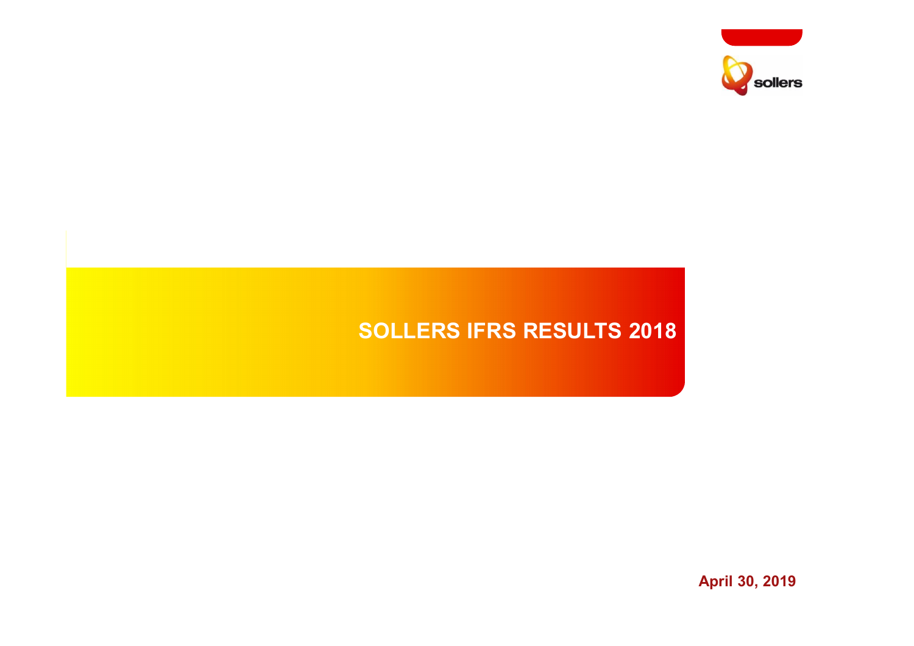sollers

# SOLLERS IFRS RESULTS 2018

**April 30, 2019**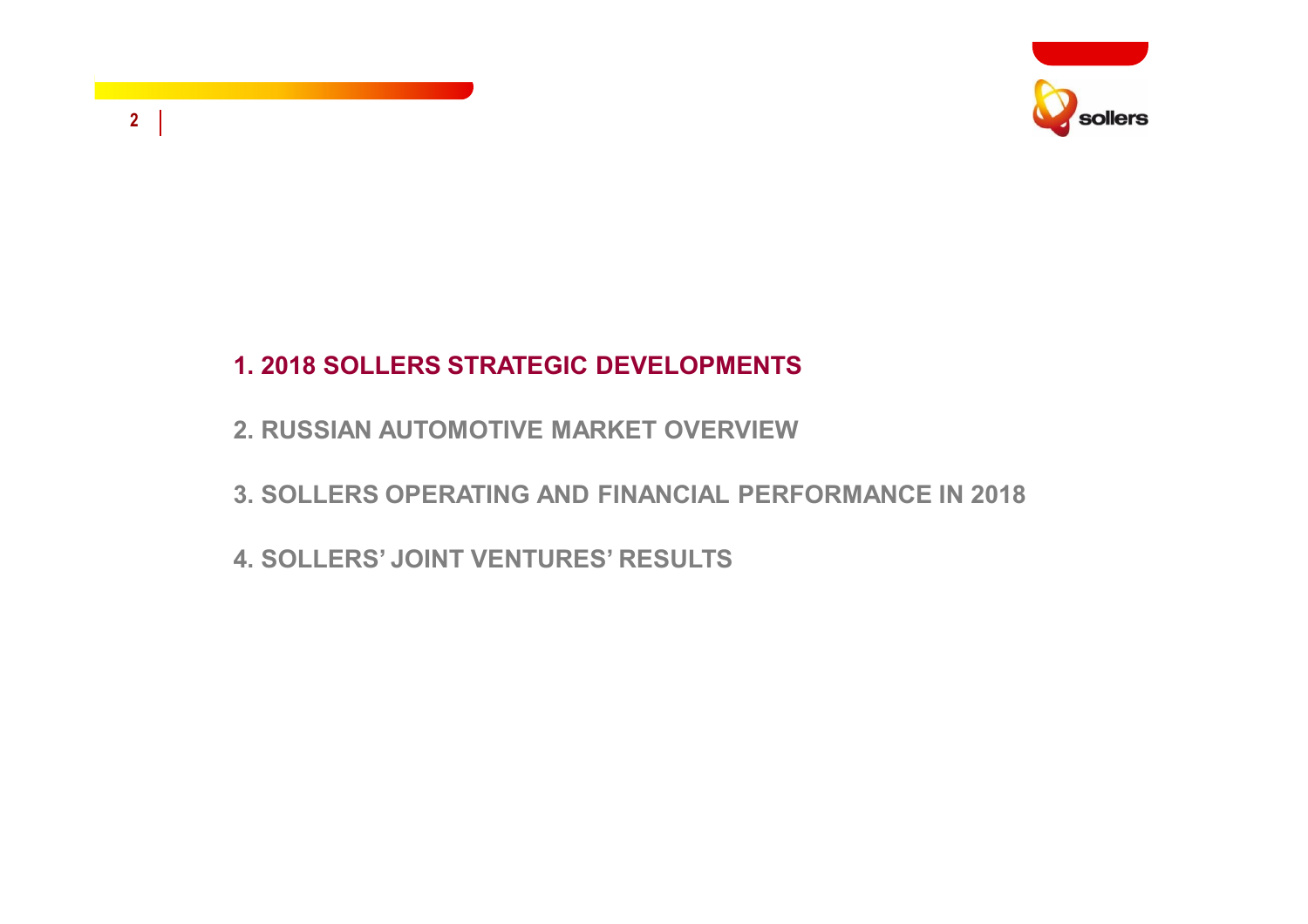1. **2018 SOLLERS STRATEGIC DEVELOPMENTS**

2. RUSSIAN AUTOMOTIVE MARKET OVERVIEW

3. SOLLERS OPERATING AND FINANCIAL PERFORMANCE IN 2018

4. SOLLERS' JOINT VENTURES' RESULTS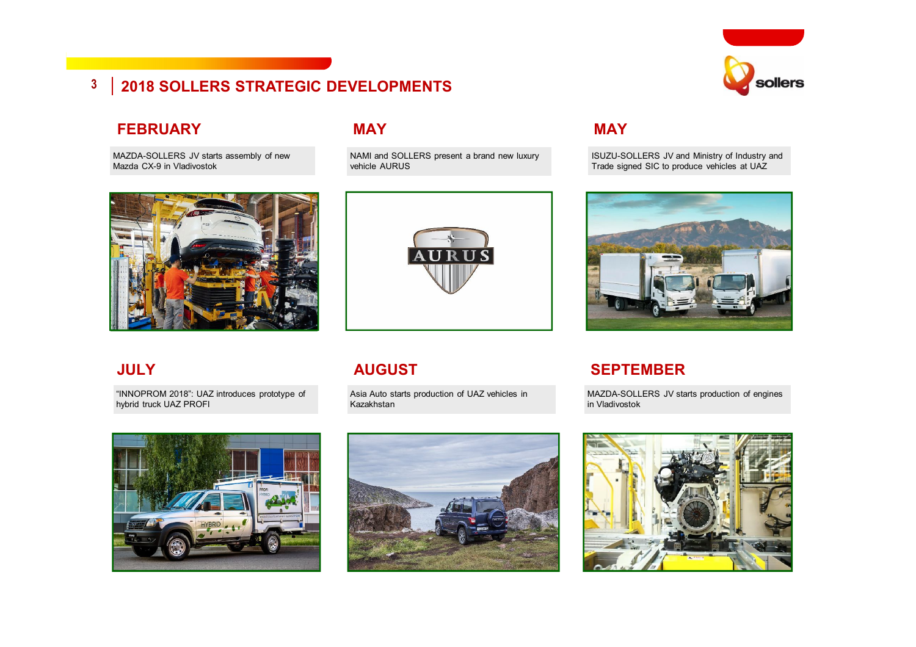# 2018 SOLLERS STRATEGIC DEVELOPMENTS

## FEBRUARY

MAZDA-SOLLERS JV starts assembly of new Mazda CX-9 in Vladivostok

## MAY

NAMI and SOLLERS present a brand new luxury vehicle AURUS

## MAY

ISUZU-SOLLERS JV and Ministry of Industry and Trade signed SIC to produce vehicles at UAZ

## JULY

“INNOPROM 2018”: UAZ introduces prototype of hybrid truck UAZ PROFI

## AUGUST

Asia Auto starts production of UAZ vehicles in Kazakhstan

## SEPTEMBER

MAZDA-SOLLERS JV starts production of engines in Vladivostok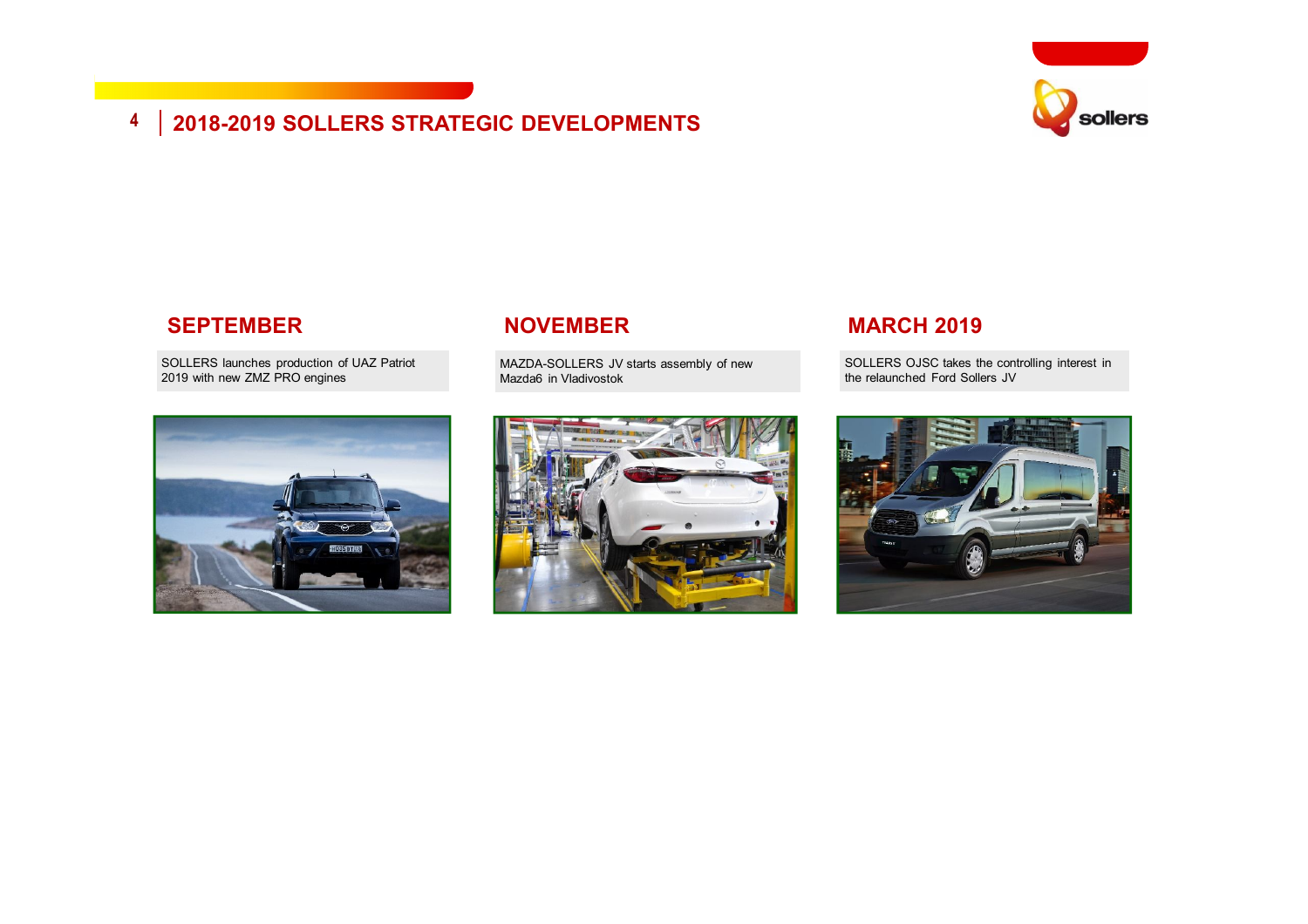# 2018-2019 SOLLERS STRATEGIC DEVELOPMENTS

## SEPTEMBER

SOLLERS launches production of UAZ Patriot 2019 with new ZMZ PRO engines

## NOVEMBER

MAZDA-SOLLERS JV starts assembly of new Mazda6 in Vladivostok

## MARCH 2019

SOLLERS OJSC takes the controlling interest in the relaunched Ford Sollers JV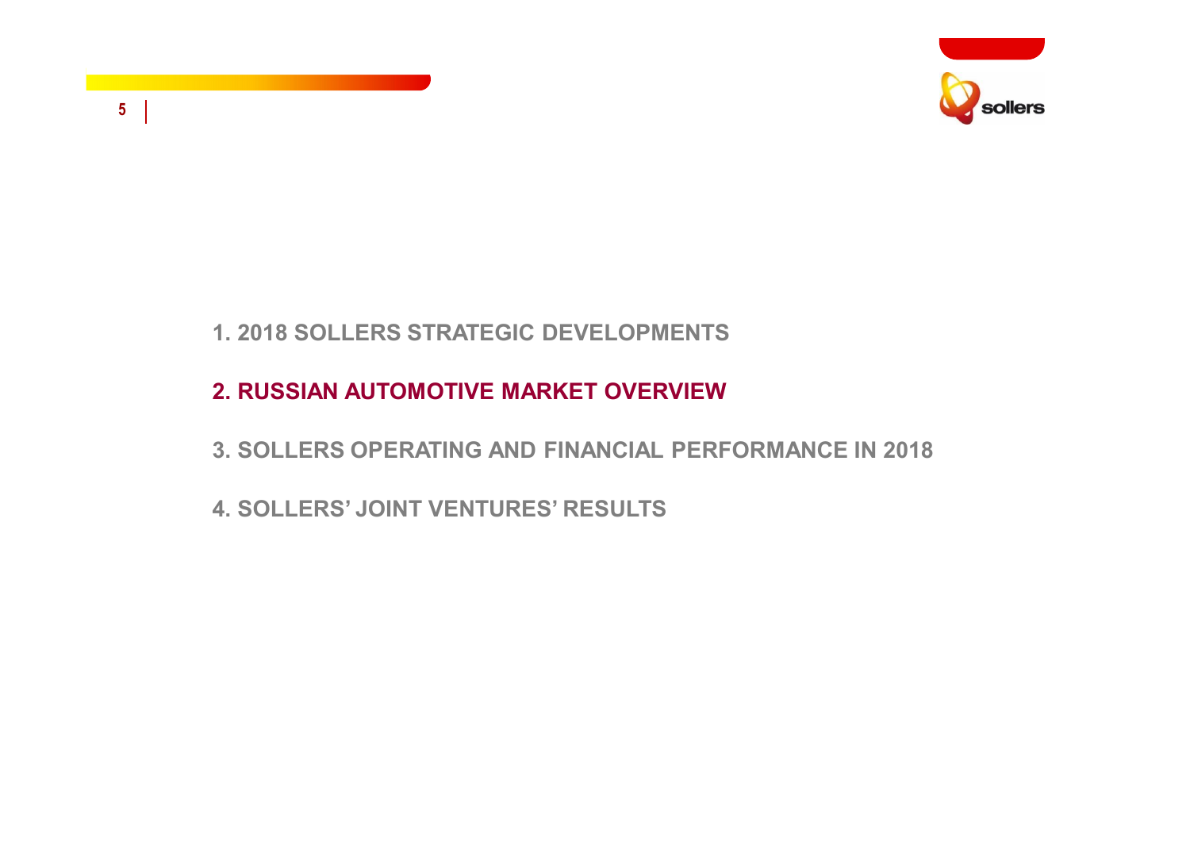1. 2018 SOLLERS STRATEGIC DEVELOPMENTS

**2. RUSSIAN AUTOMOTIVE MARKET OVERVIEW**

3. SOLLERS OPERATING AND FINANCIAL PERFORMANCE IN 2018

4. SOLLERS' JOINT VENTURES' RESULTS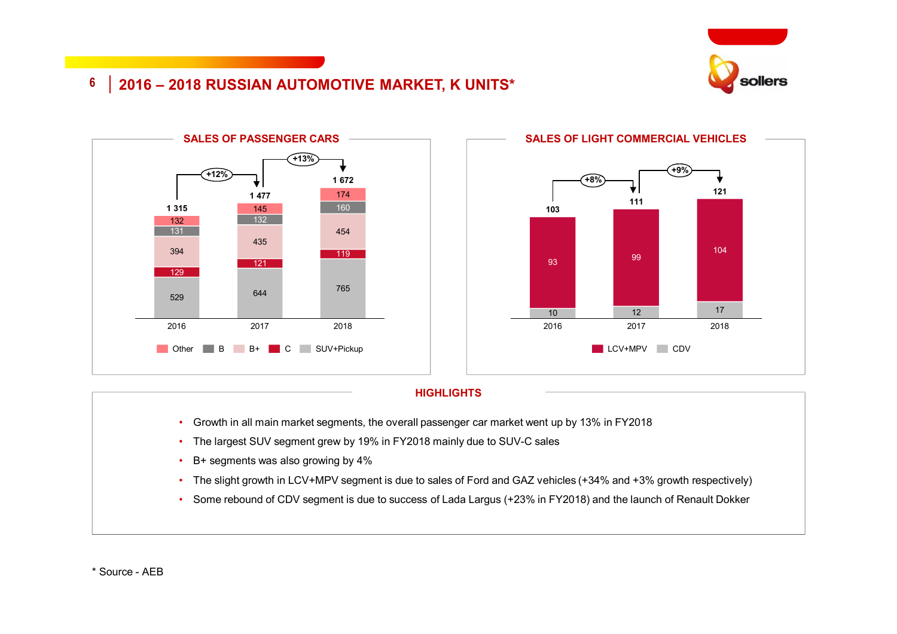# 2016 – 2018 RUSSIAN AUTOMOTIVE MARKET, K UNITS*

## SALES OF PASSENGER CARS

| Segment | 2016 | 2017 | 2018 |
|---|---|---|---|
| Other | 132 | 145 | 174 |
| B | 131 | 132 | 160 |
| B+ | 394 | 435 | 454 |
| C | 129 | 121 | 119 |
| SUV+Pickup | 529 | 644 | 765 |
| **Total** | **1 315** | **1 477** | **1 672** |

Growth: 2016–2017 +12%; 2017–2018 +13%

## SALES OF LIGHT COMMERCIAL VEHICLES

| Segment | 2016 | 2017 | 2018 |
|---|---|---|---|
| LCV+MPV | 93 | 99 | 104 |
| CDV | 10 | 12 | 17 |
| **Total** | **103** | **111** | **121** |

Growth: 2016–2017 +8%; 2017–2018 +9%

## HIGHLIGHTS

- Growth in all main market segments, the overall passenger car market went up by 13% in FY2018
- The largest SUV segment grew by 19% in FY2018 mainly due to SUV-C sales
- B+ segments was also growing by 4%
- The slight growth in LCV+MPV segment is due to sales of Ford and GAZ vehicles (+34% and +3% growth respectively)
- Some rebound of CDV segment is due to success of Lada Largus (+23% in FY2018) and the launch of Renault Dokker

* Source - AEB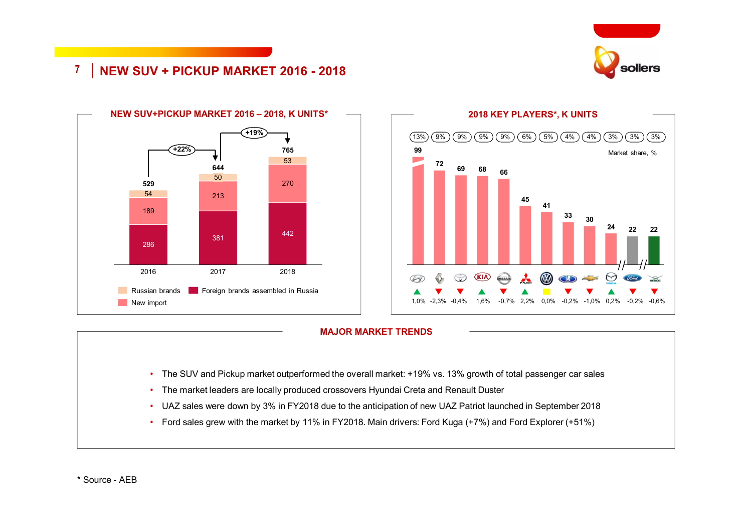# NEW SUV + PICKUP MARKET 2016 - 2018

## NEW SUV+PICKUP MARKET 2016 – 2018, K UNITS*

| | 2016 | 2017 | 2018 |
|---|---|---|---|
| Russian brands | 54 | 50 | 53 |
| New import | 189 | 213 | 270 |
| Foreign brands assembled in Russia | 286 | 381 | 442 |
| **Total** | **529** | **644** | **765** |

2016 → 2017: +22%; 2017 → 2018: +19%

## 2018 KEY PLAYERS*, K UNITS

| Brand | K units | Market share, % | Change |
|---|---|---|---|
| Hyundai | 99 | 13% | 1,0% |
| Renault | 72 | 9% | -2,3% |
| Toyota | 69 | 9% | -0,4% |
| KIA | 68 | 9% | 1,6% |
| Nissan | 66 | 9% | -0,7% |
| Mitsubishi | 45 | 6% | 2,2% |
| Volkswagen | 41 | 5% | 0,0% |
| Lada | 33 | 4% | -0,2% |
| Chevrolet | 30 | 4% | -1,0% |
| Mazda | 24 | 3% | 0,2% |
| Ford | 22 | 3% | -0,2% |
| UAZ | 22 | 3% | -0,6% |

## MAJOR MARKET TRENDS

- The SUV and Pickup market outperformed the overall market: +19% vs. 13% growth of total passenger car sales
- The market leaders are locally produced crossovers Hyundai Creta and Renault Duster
- UAZ sales were down by 3% in FY2018 due to the anticipation of new UAZ Patriot launched in September 2018
- Ford sales grew with the market by 11% in FY2018. Main drivers: Ford Kuga (+7%) and Ford Explorer (+51%)

\* Source - AEB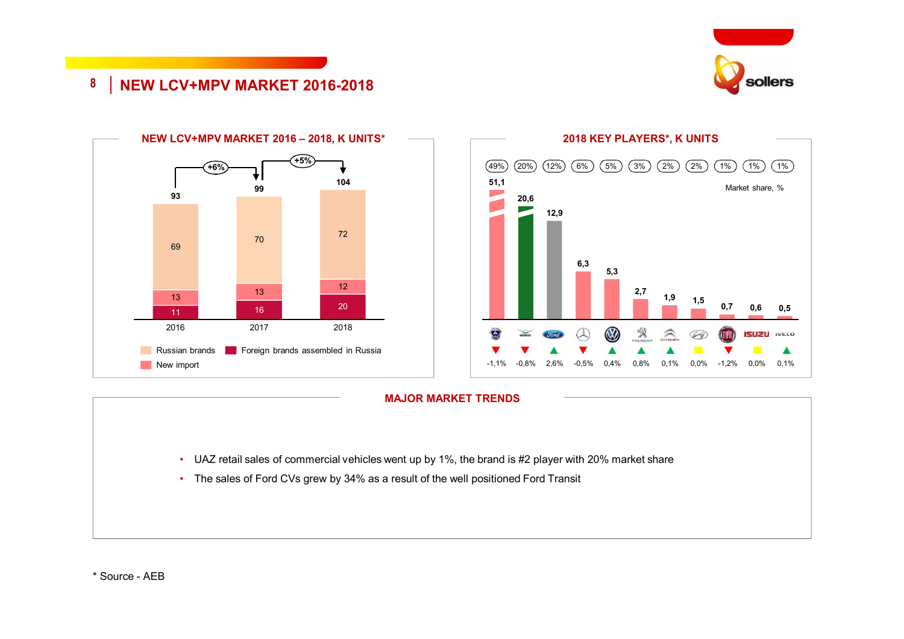# NEW LCV+MPV MARKET 2016-2018

## NEW LCV+MPV MARKET 2016 – 2018, K UNITS*

| | 2016 | 2017 | 2018 |
|---|---|---|---|
| Russian brands | 69 | 70 | 72 |
| New import | 13 | 13 | 12 |
| Foreign brands assembled in Russia | 11 | 16 | 20 |
| Total | 93 | 99 | 104 |

2016→2017: +6%; 2017→2018: +5%

## 2018 KEY PLAYERS*, K UNITS

| Brand | K units | Market share, % | Change |
|---|---|---|---|
| GAZ | 51,1 | 49% | -1,1% |
| UAZ | 20,6 | 20% | -0,8% |
| Ford | 12,9 | 12% | 2,6% |
| Mercedes-Benz | 6,3 | 6% | -0,5% |
| Volkswagen | 5,3 | 5% | 0,4% |
| Peugeot | 2,7 | 3% | 0,8% |
| Citroën | 1,9 | 2% | 0,1% |
| Hyundai | 1,5 | 2% | 0,0% |
| Fiat | 0,7 | 1% | -1,2% |
| Isuzu | 0,6 | 1% | 0,0% |
| Iveco | 0,5 | 1% | 0,1% |

## MAJOR MARKET TRENDS

- UAZ retail sales of commercial vehicles went up by 1%, the brand is #2 player with 20% market share
- The sales of Ford CVs grew by 34% as a result of the well positioned Ford Transit

* Source - AEB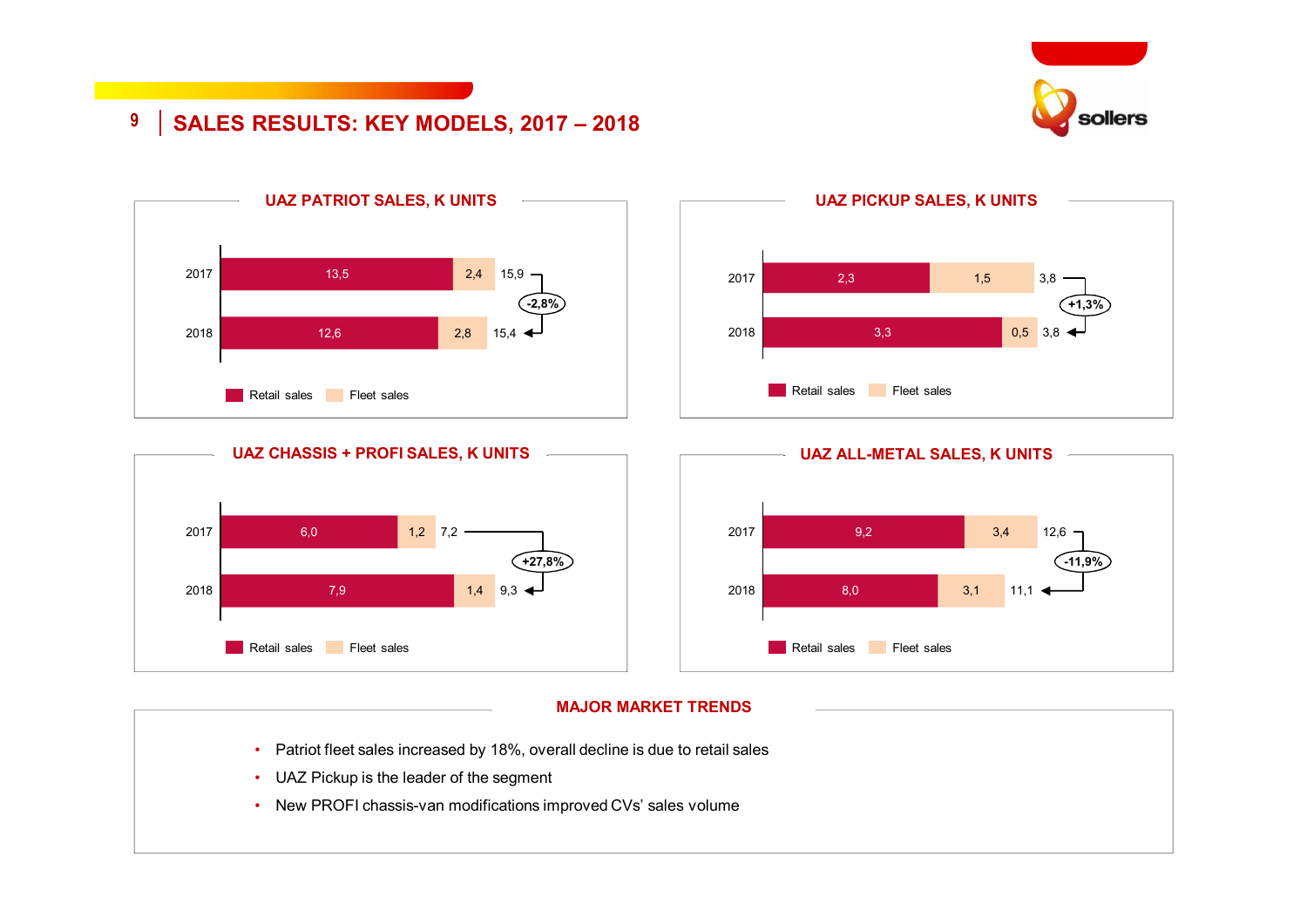# SALES RESULTS: KEY MODELS, 2017 – 2018

## UAZ PATRIOT SALES, K UNITS

| Year | Retail sales | Fleet sales | Total |
|---|---|---|---|
| 2017 | 13,5 | 2,4 | 15,9 |
| 2018 | 12,6 | 2,8 | 15,4 |

Change: -2,8%

## UAZ PICKUP SALES, K UNITS

| Year | Retail sales | Fleet sales | Total |
|---|---|---|---|
| 2017 | 2,3 | 1,5 | 3,8 |
| 2018 | 3,3 | 0,5 | 3,8 |

Change: +1,3%

## UAZ CHASSIS + PROFI SALES, K UNITS

| Year | Retail sales | Fleet sales | Total |
|---|---|---|---|
| 2017 | 6,0 | 1,2 | 7,2 |
| 2018 | 7,9 | 1,4 | 9,3 |

Change: +27,8%

## UAZ ALL-METAL SALES, K UNITS

| Year | Retail sales | Fleet sales | Total |
|---|---|---|---|
| 2017 | 9,2 | 3,4 | 12,6 |
| 2018 | 8,0 | 3,1 | 11,1 |

Change: -11,9%

## MAJOR MARKET TRENDS

- Patriot fleet sales increased by 18%, overall decline is due to retail sales
- UAZ Pickup is the leader of the segment
- New PROFI chassis-van modifications improved CVs' sales volume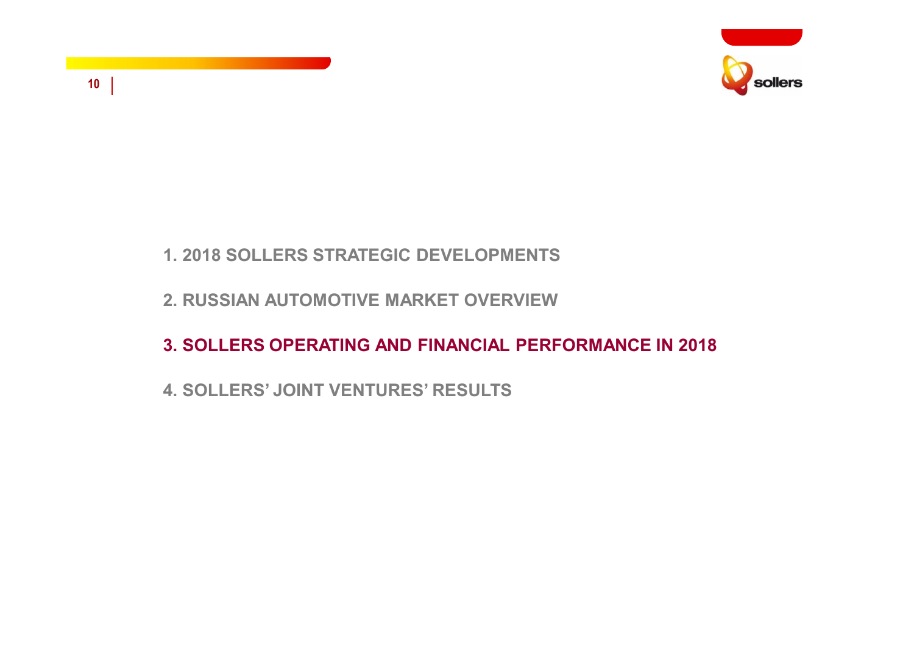1. 2018 SOLLERS STRATEGIC DEVELOPMENTS

2. RUSSIAN AUTOMOTIVE MARKET OVERVIEW

**3. SOLLERS OPERATING AND FINANCIAL PERFORMANCE IN 2018**

4. SOLLERS' JOINT VENTURES' RESULTS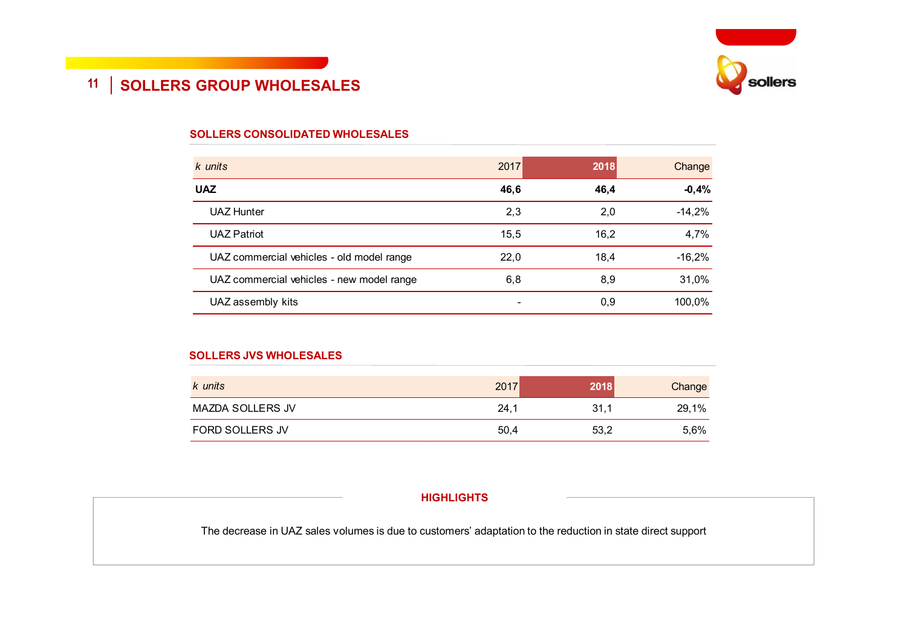# SOLLERS GROUP WHOLESALES

## SOLLERS CONSOLIDATED WHOLESALES

| *k units* | 2017 | 2018 | Change |
|---|---|---|---|
| **UAZ** | **46,6** | **46,4** | **-0,4%** |
| UAZ Hunter | 2,3 | 2,0 | -14,2% |
| UAZ Patriot | 15,5 | 16,2 | 4,7% |
| UAZ commercial vehicles - old model range | 22,0 | 18,4 | -16,2% |
| UAZ commercial vehicles - new model range | 6,8 | 8,9 | 31,0% |
| UAZ assembly kits | - | 0,9 | 100,0% |

## SOLLERS JVS WHOLESALES

| *k units* | 2017 | 2018 | Change |
|---|---|---|---|
| MAZDA SOLLERS JV | 24,1 | 31,1 | 29,1% |
| FORD SOLLERS JV | 50,4 | 53,2 | 5,6% |

## HIGHLIGHTS

The decrease in UAZ sales volumes is due to customers' adaptation to the reduction in state direct support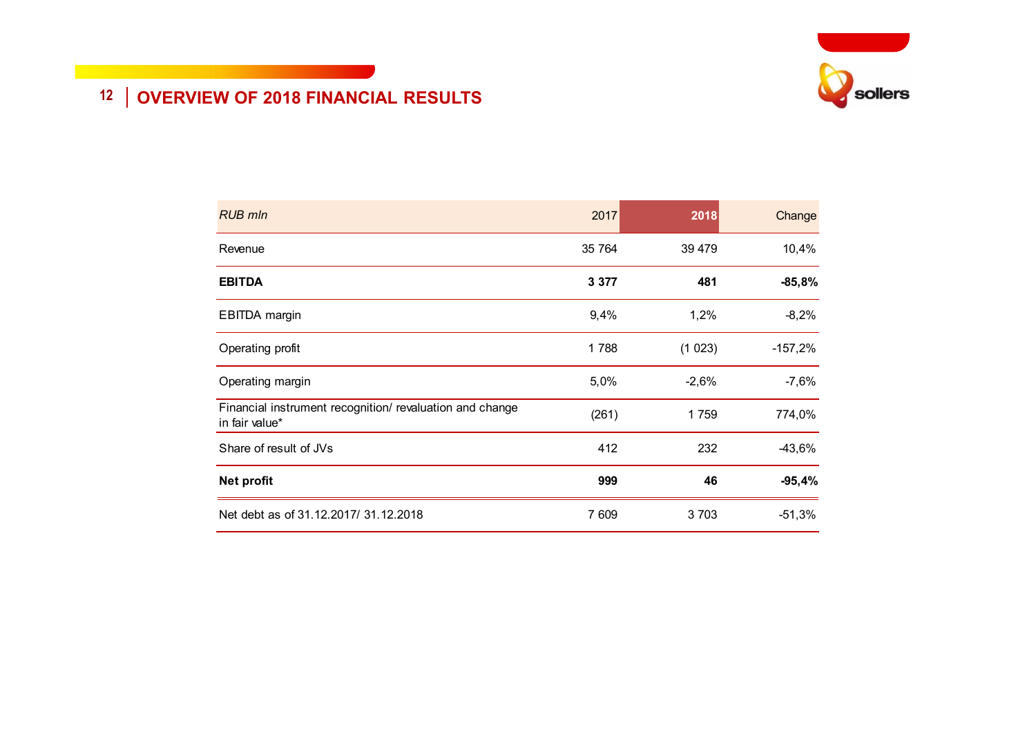# OVERVIEW OF 2018 FINANCIAL RESULTS

| *RUB mln* | 2017 | 2018 | Change |
|---|---|---|---|
| Revenue | 35 764 | 39 479 | 10,4% |
| **EBITDA** | **3 377** | **481** | **-85,8%** |
| EBITDA margin | 9,4% | 1,2% | -8,2% |
| Operating profit | 1 788 | (1 023) | -157,2% |
| Operating margin | 5,0% | -2,6% | -7,6% |
| Financial instrument recognition/ revaluation and change in fair value* | (261) | 1 759 | 774,0% |
| Share of result of JVs | 412 | 232 | -43,6% |
| **Net profit** | **999** | **46** | **-95,4%** |
| Net debt as of 31.12.2017/ 31.12.2018 | 7 609 | 3 703 | -51,3% |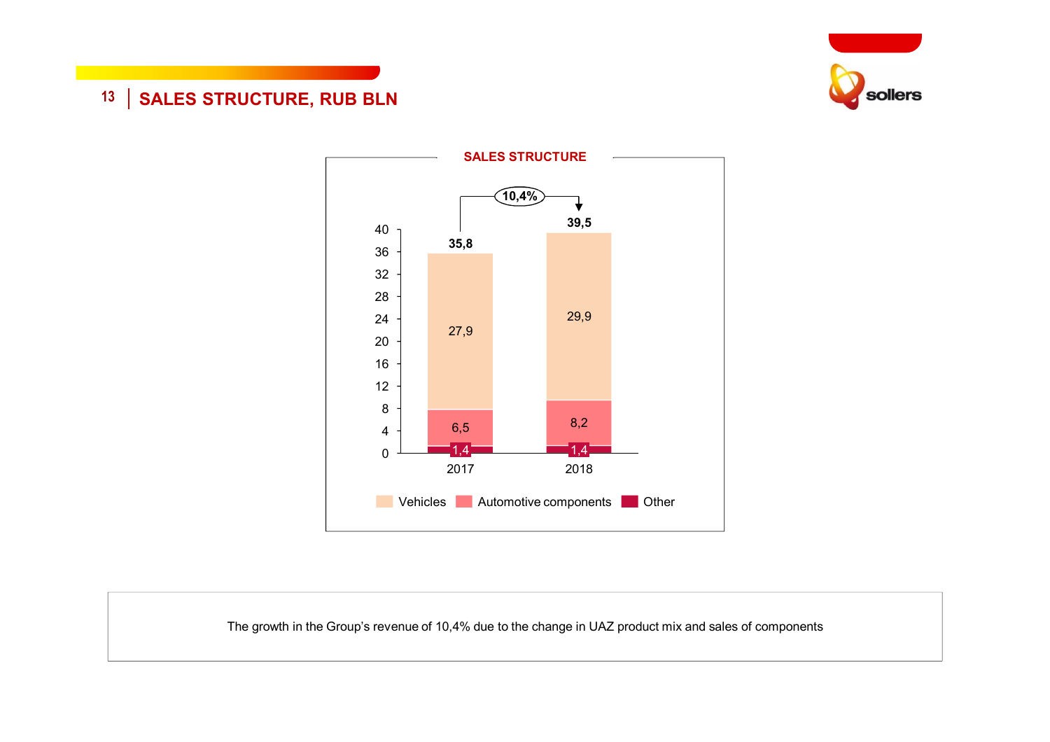# SALES STRUCTURE, RUB BLN

## SALES STRUCTURE

| | 2017 | 2018 |
|---|---|---|
| Vehicles | 27,9 | 29,9 |
| Automotive components | 6,5 | 8,2 |
| Other | 1,4 | 1,4 |
| **Total** | **35,8** | **39,5** |

Growth: 10,4%

The growth in the Group's revenue of 10,4% due to the change in UAZ product mix and sales of components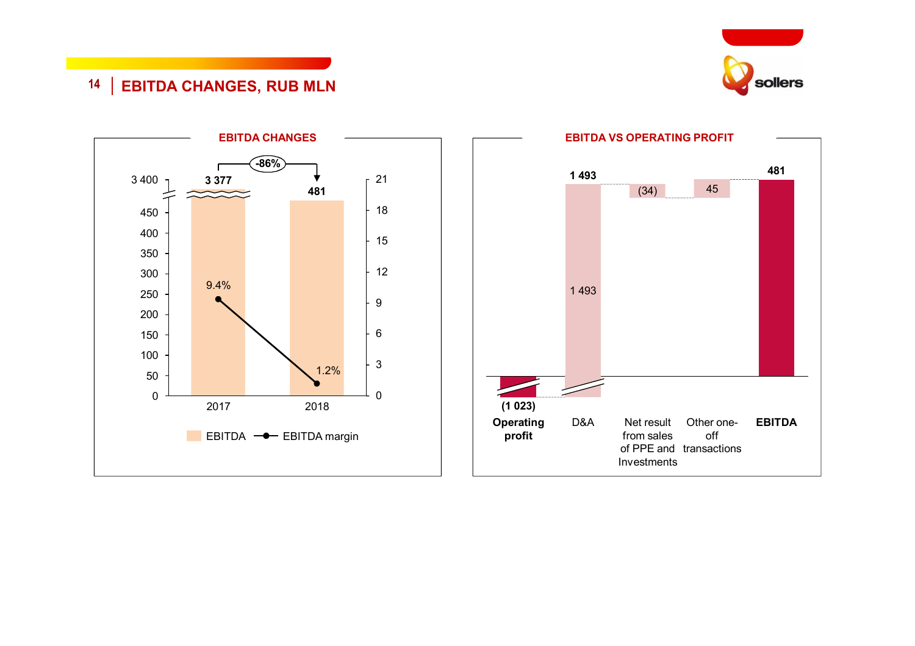# EBITDA CHANGES, RUB MLN

## EBITDA CHANGES

| | 2017 | 2018 |
|---|---|---|
| EBITDA | 3 377 | 481 |
| EBITDA margin | 9.4% | 1.2% |

Change: -86%

## EBITDA VS OPERATING PROFIT

| Item | RUB mln |
|---|---|
| Operating profit | (1 023) |
| D&A | 1 493 |
| Net result from sales of PPE and Investments | (34) |
| Other one-off transactions | 45 |
| EBITDA | 481 |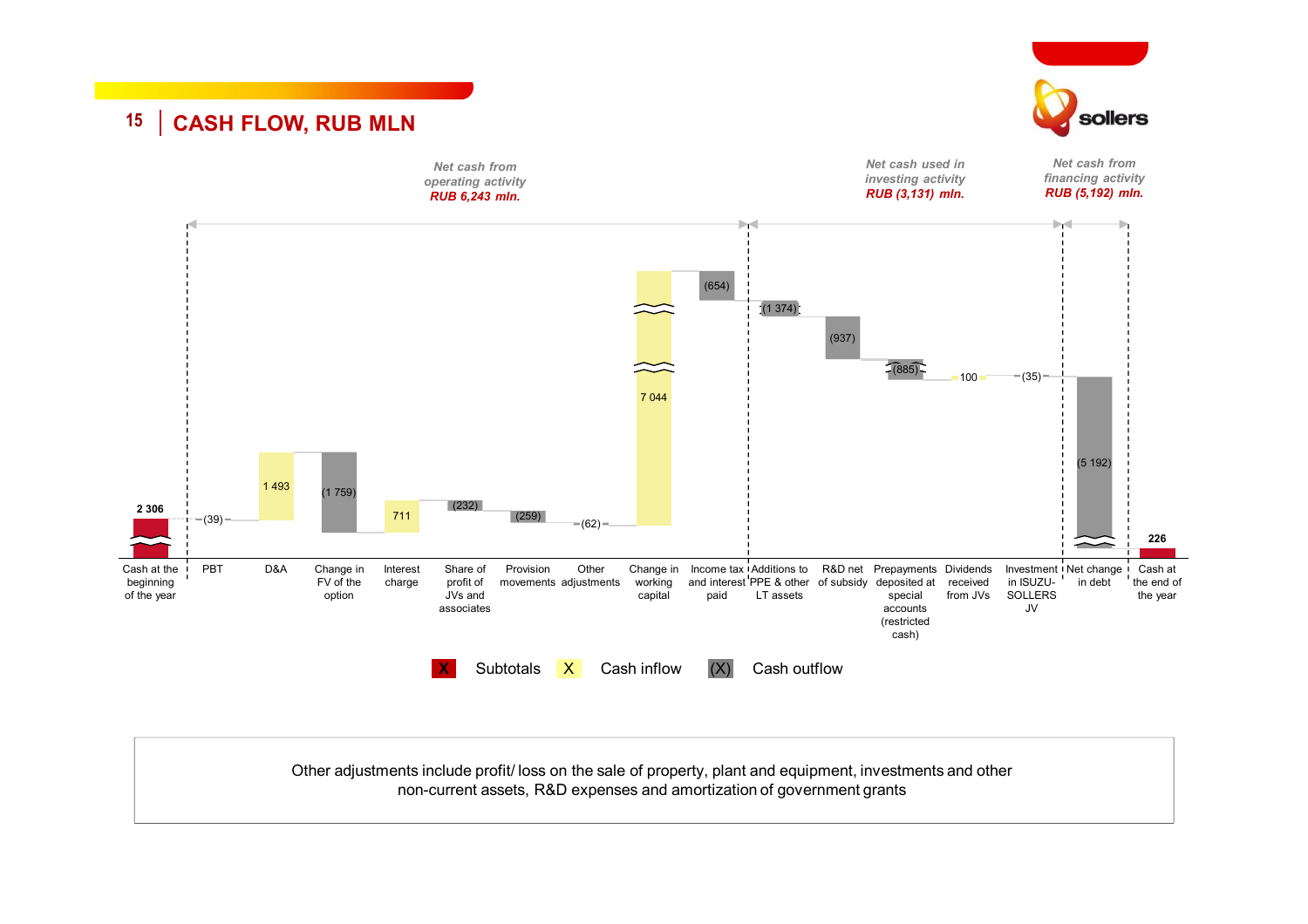# CASH FLOW, RUB MLN

*Net cash from operating activity* **RUB 6,243 mln.**

*Net cash used in investing activity* **RUB (3,131) mln.**

*Net cash from financing activity* **RUB (5,192) mln.**

| Item | Value |
|---|---|
| Cash at the beginning of the year | 2 306 |
| PBT | (39) |
| D&A | 1 493 |
| Change in FV of the option | (1 759) |
| Interest charge | 711 |
| Share of profit of JVs and associates | (232) |
| Provision movements | (259) |
| Other adjustments | (62) |
| Change in working capital | 7 044 |
| Income tax and interest paid | (654) |
| Additions to PPE & other LT assets | (1 374) |
| R&D net of subsidy | (937) |
| Prepayments deposited at special accounts (restricted cash) | (885) |
| Dividends received from JVs | 100 |
| Investment in ISUZU-SOLLERS JV | (35) |
| Net change in debt | (5 192) |
| Cash at the end of the year | 226 |

X Subtotals X Cash inflow (X) Cash outflow

Other adjustments include profit/ loss on the sale of property, plant and equipment, investments and other non-current assets, R&D expenses and amortization of government grants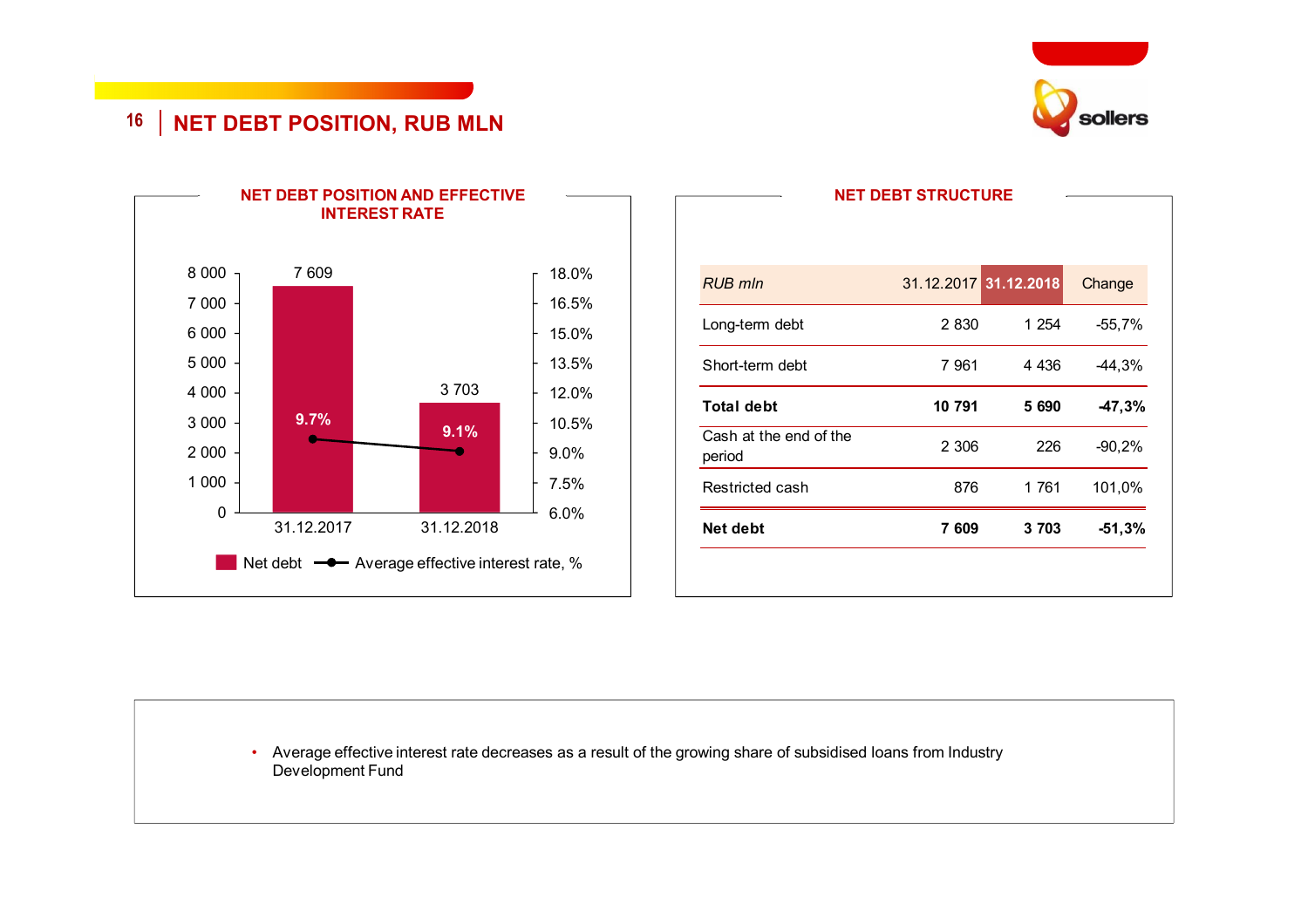# NET DEBT POSITION, RUB MLN

## NET DEBT POSITION AND EFFECTIVE INTEREST RATE

| | 31.12.2017 | 31.12.2018 |
|---|---|---|
| Net debt | 7 609 | 3 703 |
| Average effective interest rate, % | 9.7% | 9.1% |

## NET DEBT STRUCTURE

| *RUB mln* | 31.12.2017 | 31.12.2018 | Change |
|---|---|---|---|
| Long-term debt | 2 830 | 1 254 | -55,7% |
| Short-term debt | 7 961 | 4 436 | -44,3% |
| **Total debt** | **10 791** | **5 690** | **-47,3%** |
| Cash at the end of the period | 2 306 | 226 | -90,2% |
| Restricted cash | 876 | 1 761 | 101,0% |
| **Net debt** | **7 609** | **3 703** | **-51,3%** |

- Average effective interest rate decreases as a result of the growing share of subsidised loans from Industry Development Fund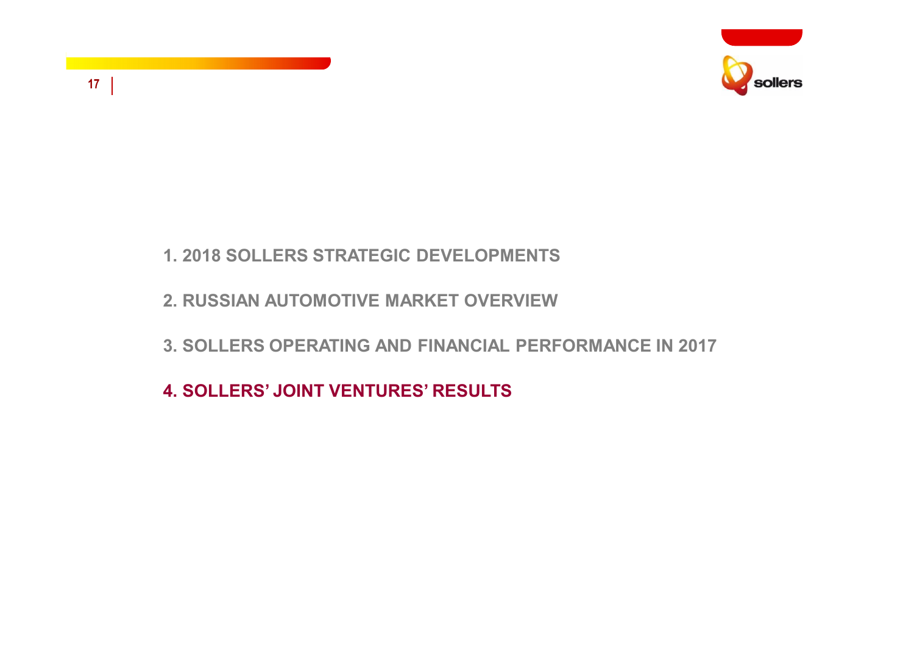1. 2018 SOLLERS STRATEGIC DEVELOPMENTS

2. RUSSIAN AUTOMOTIVE MARKET OVERVIEW

3. SOLLERS OPERATING AND FINANCIAL PERFORMANCE IN 2017

**4. SOLLERS' JOINT VENTURES' RESULTS**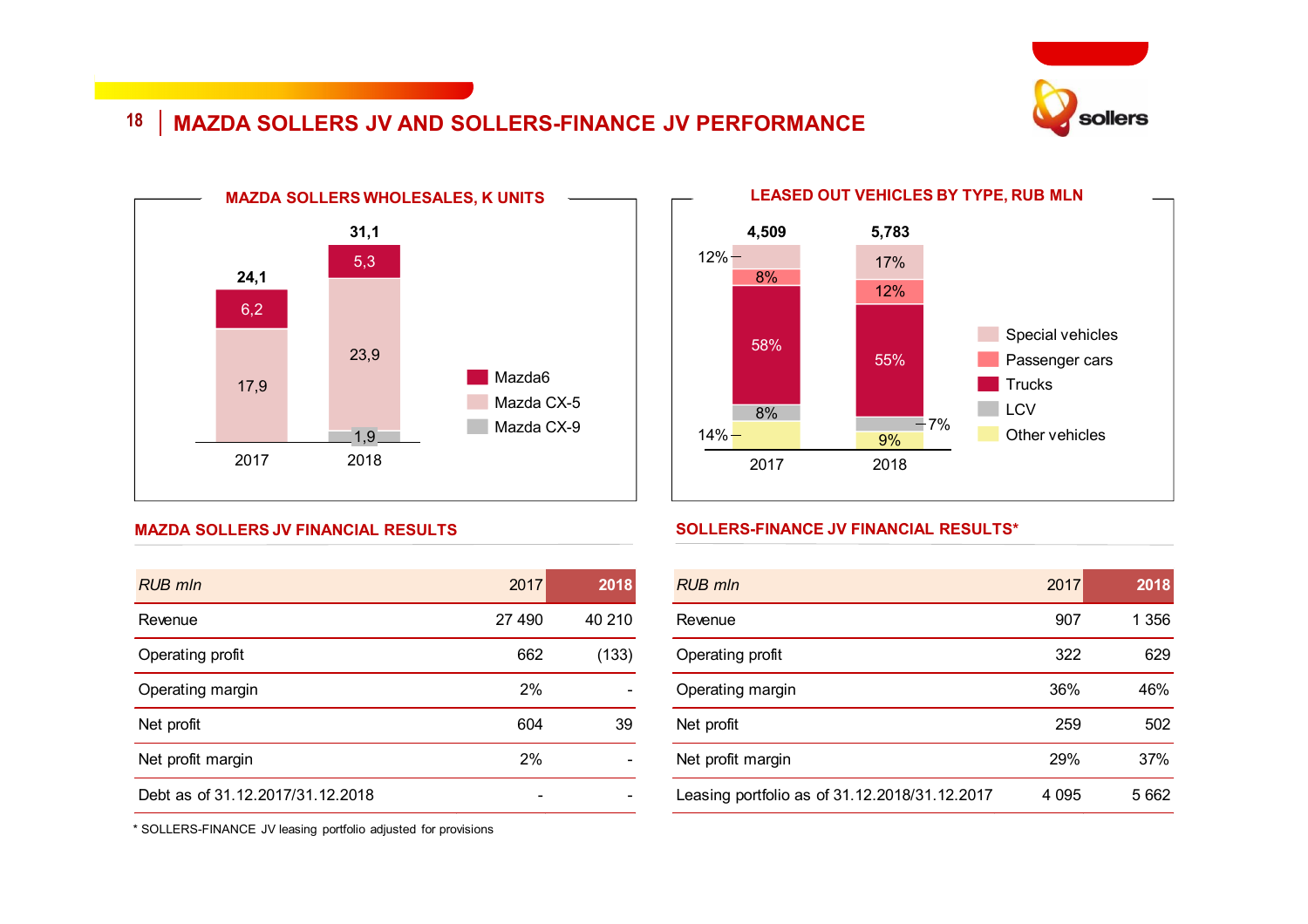# MAZDA SOLLERS JV AND SOLLERS-FINANCE JV PERFORMANCE

## MAZDA SOLLERS WHOLESALES, K UNITS

| | 2017 | 2018 |
|---|---|---|
| Mazda6 | 6,2 | 5,3 |
| Mazda CX-5 | 17,9 | 23,9 |
| Mazda CX-9 | | 1,9 |
| **Total** | **24,1** | **31,1** |

## LEASED OUT VEHICLES BY TYPE, RUB MLN

| | 2017 | 2018 |
|---|---|---|
| Special vehicles | 12% | 17% |
| Passenger cars | 8% | 12% |
| Trucks | 58% | 55% |
| LCV | 8% | 7% |
| Other vehicles | 14% | 9% |
| **Total** | **4,509** | **5,783** |

## MAZDA SOLLERS JV FINANCIAL RESULTS

| *RUB mln* | 2017 | 2018 |
|---|---|---|
| Revenue | 27 490 | 40 210 |
| Operating profit | 662 | (133) |
| Operating margin | 2% | - |
| Net profit | 604 | 39 |
| Net profit margin | 2% | - |
| Debt as of 31.12.2017/31.12.2018 | - | - |

## SOLLERS-FINANCE JV FINANCIAL RESULTS*

| *RUB mln* | 2017 | 2018 |
|---|---|---|
| Revenue | 907 | 1 356 |
| Operating profit | 322 | 629 |
| Operating margin | 36% | 46% |
| Net profit | 259 | 502 |
| Net profit margin | 29% | 37% |
| Leasing portfolio as of 31.12.2018/31.12.2017 | 4 095 | 5 662 |

* SOLLERS-FINANCE JV leasing portfolio adjusted for provisions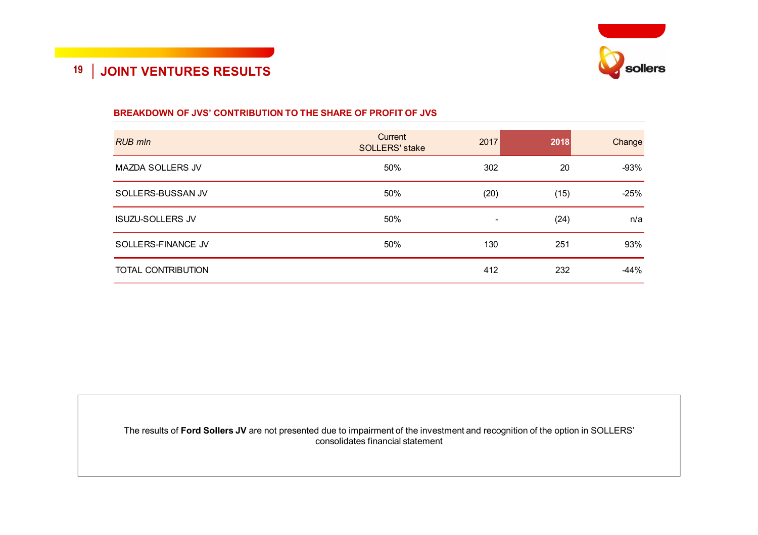# JOINT VENTURES RESULTS

## BREAKDOWN OF JVS' CONTRIBUTION TO THE SHARE OF PROFIT OF JVS

| *RUB mln* | Current SOLLERS' stake | 2017 | 2018 | Change |
|---|---|---|---|---|
| MAZDA SOLLERS JV | 50% | 302 | 20 | -93% |
| SOLLERS-BUSSAN JV | 50% | (20) | (15) | -25% |
| ISUZU-SOLLERS JV | 50% | - | (24) | n/a |
| SOLLERS-FINANCE JV | 50% | 130 | 251 | 93% |
| TOTAL CONTRIBUTION | | 412 | 232 | -44% |

The results of **Ford Sollers JV** are not presented due to impairment of the investment and recognition of the option in SOLLERS' consolidates financial statement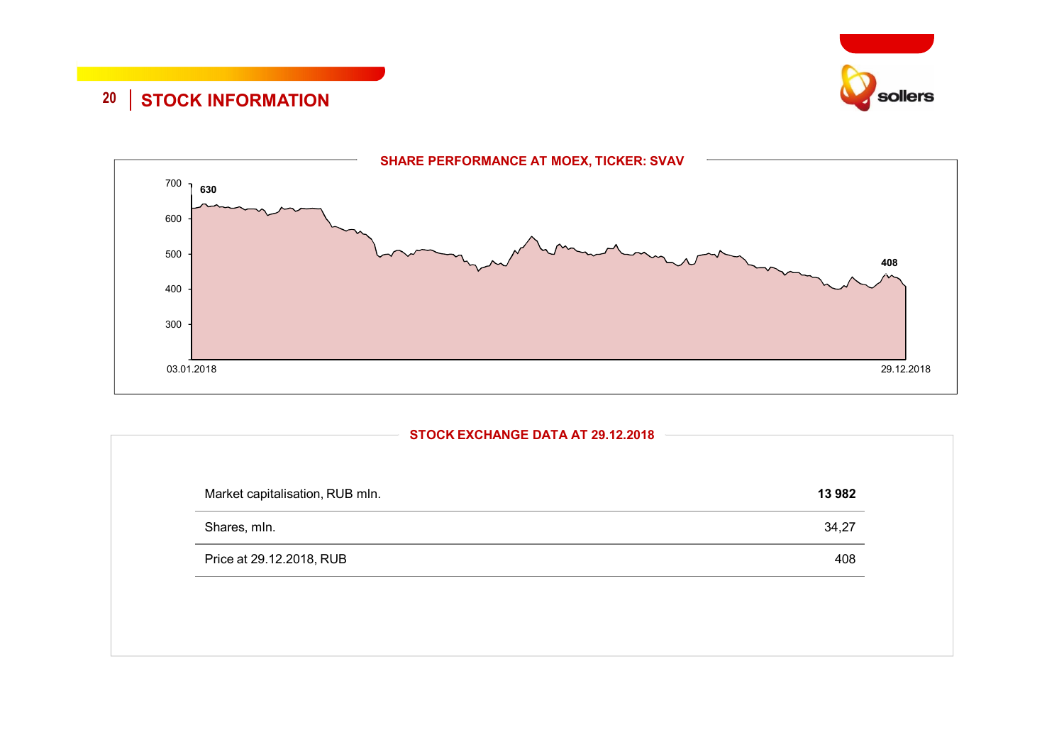# STOCK INFORMATION

## SHARE PERFORMANCE AT MOEX, TICKER: SVAV

700
600
500
400
300
630
408
03.01.2018
29.12.2018

## STOCK EXCHANGE DATA AT 29.12.2018

| | |
|---|---|
| Market capitalisation, RUB mln. | **13 982** |
| Shares, mln. | 34,27 |
| Price at 29.12.2018, RUB | 408 |